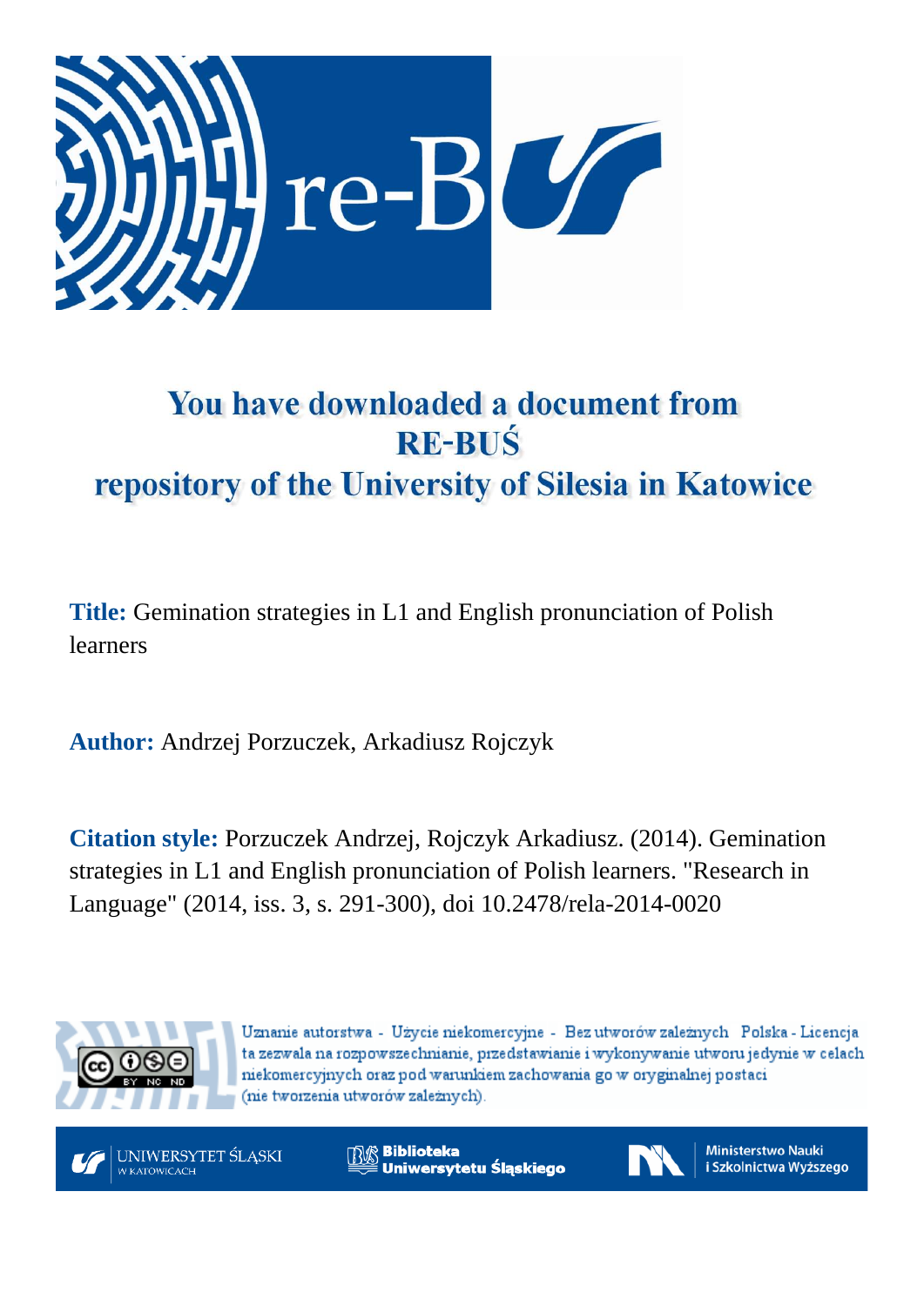# You have downloaded a document from RE-BUŚ repository of the University of Silesia in Katowice

**Title:** Gemination strategies in L1 and English pronunciation of Polish learners

**Author:** Andrzej Porzuczek, Arkadiusz Rojczyk

**Citation style:** Porzuczek Andrzej, Rojczyk Arkadiusz. (2014). Gemination strategies in L1 and English pronunciation of Polish learners. "Research in Language" (2014, iss. 3, s. 291-300), doi 10.2478/rela-2014-0020

Uznanie autorstwa - Użycie niekomercyjne - Bez utworów zależnych Polska - Licencja ta zezwala na rozpowszechnianie, przedstawianie i wykonywanie utworu jedynie w celach niekomercyjnych oraz pod warunkiem zachowania go w oryginalnej postaci (nie tworzenia utworów zależnych).

UNIWERSYTET ŚLĄSKI W KATOWICACH

Biblioteka Uniwersytetu Śląskiego

Ministerstwo Nauki i Szkolnictwa Wyższego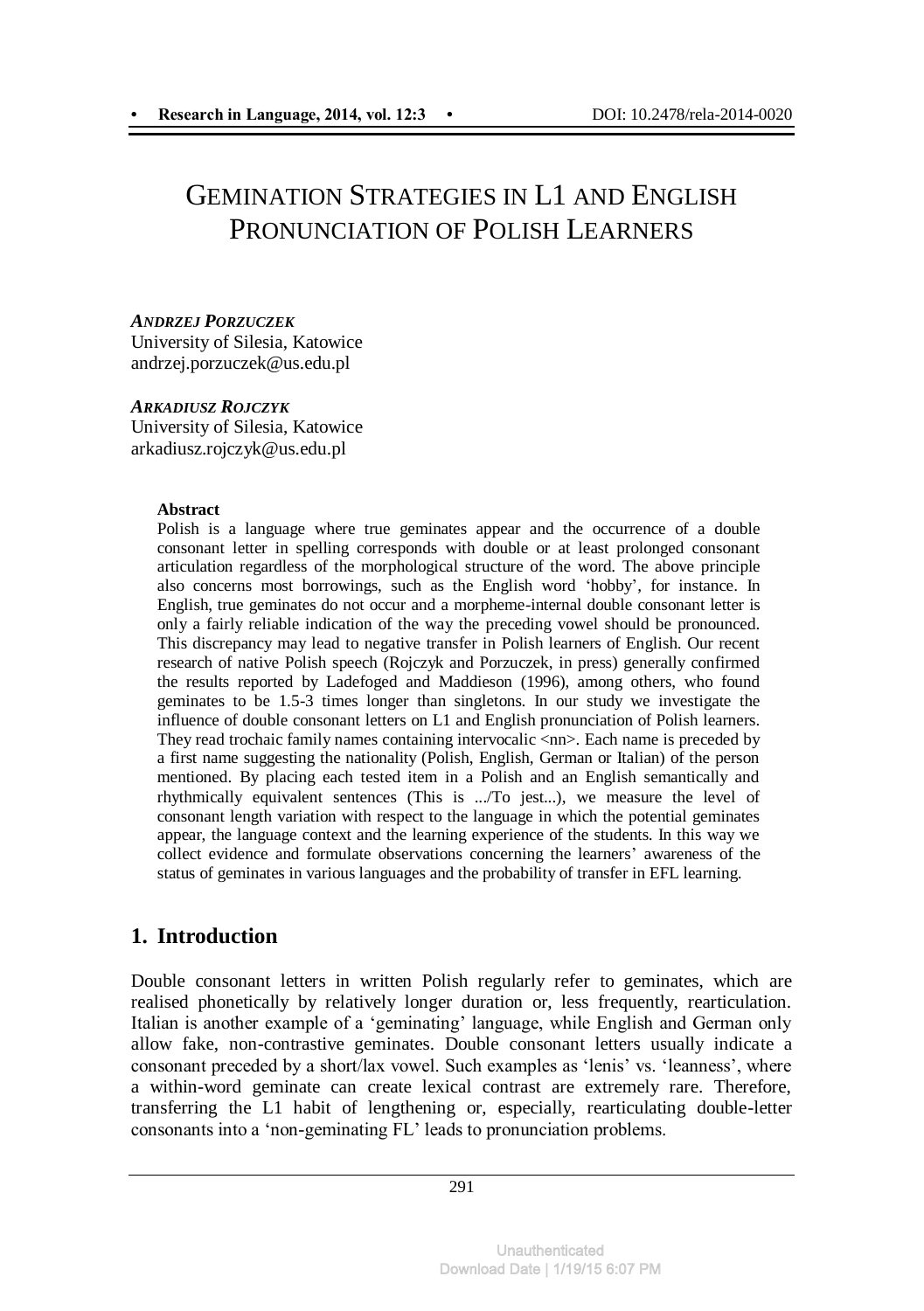# Gemination Strategies in L1 and English Pronunciation of Polish Learners

***Andrzej Porzuczek***
University of Silesia, Katowice
andrzej.porzuczek@us.edu.pl

***Arkadiusz Rojczyk***
University of Silesia, Katowice
arkadiusz.rojczyk@us.edu.pl

**Abstract**

Polish is a language where true geminates appear and the occurrence of a double consonant letter in spelling corresponds with double or at least prolonged consonant articulation regardless of the morphological structure of the word. The above principle also concerns most borrowings, such as the English word 'hobby', for instance. In English, true geminates do not occur and a morpheme-internal double consonant letter is only a fairly reliable indication of the way the preceding vowel should be pronounced. This discrepancy may lead to negative transfer in Polish learners of English. Our recent research of native Polish speech (Rojczyk and Porzuczek, in press) generally confirmed the results reported by Ladefoged and Maddieson (1996), among others, who found geminates to be 1.5-3 times longer than singletons. In our study we investigate the influence of double consonant letters on L1 and English pronunciation of Polish learners. They read trochaic family names containing intervocalic <nn>. Each name is preceded by a first name suggesting the nationality (Polish, English, German or Italian) of the person mentioned. By placing each tested item in a Polish and an English semantically and rhythmically equivalent sentences (This is .../To jest...), we measure the level of consonant length variation with respect to the language in which the potential geminates appear, the language context and the learning experience of the students. In this way we collect evidence and formulate observations concerning the learners' awareness of the status of geminates in various languages and the probability of transfer in EFL learning.

## 1. Introduction

Double consonant letters in written Polish regularly refer to geminates, which are realised phonetically by relatively longer duration or, less frequently, rearticulation. Italian is another example of a 'geminating' language, while English and German only allow fake, non-contrastive geminates. Double consonant letters usually indicate a consonant preceded by a short/lax vowel. Such examples as 'lenis' vs. 'leanness', where a within-word geminate can create lexical contrast are extremely rare. Therefore, transferring the L1 habit of lengthening or, especially, rearticulating double-letter consonants into a 'non-geminating FL' leads to pronunciation problems.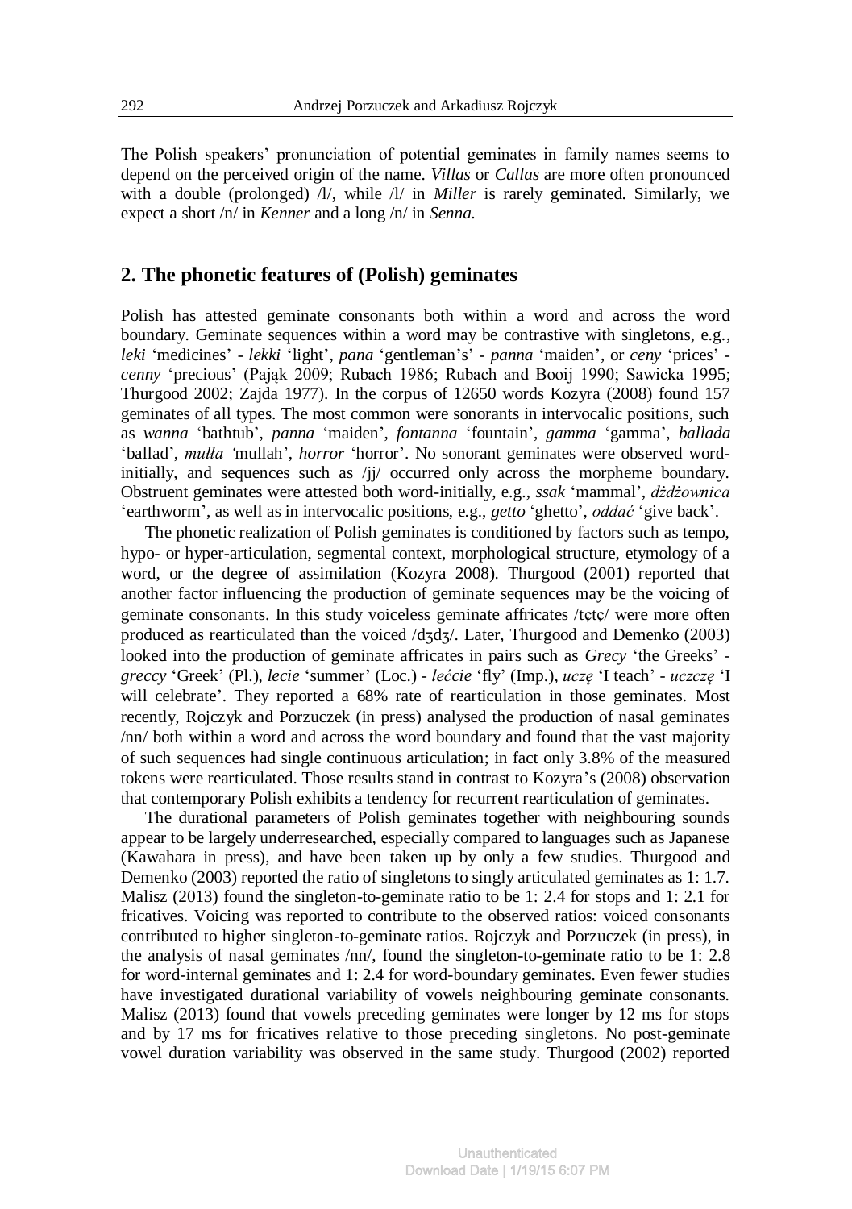The Polish speakers' pronunciation of potential geminates in family names seems to depend on the perceived origin of the name. *Villas* or *Callas* are more often pronounced with a double (prolonged) /l/, while /l/ in *Miller* is rarely geminated. Similarly, we expect a short /n/ in *Kenner* and a long /n/ in *Senna*.

## 2. The phonetic features of (Polish) geminates

Polish has attested geminate consonants both within a word and across the word boundary. Geminate sequences within a word may be contrastive with singletons, e.g., *leki* 'medicines' - *lekki* 'light', *pana* 'gentleman's' - *panna* 'maiden', or *ceny* 'prices' - *cenny* 'precious' (Pająk 2009; Rubach 1986; Rubach and Booij 1990; Sawicka 1995; Thurgood 2002; Zajda 1977). In the corpus of 12650 words Kozyra (2008) found 157 geminates of all types. The most common were sonorants in intervocalic positions, such as *wanna* 'bathtub', *panna* 'maiden', *fontanna* 'fountain', *gamma* 'gamma', *ballada* 'ballad', *mułła* 'mullah', *horror* 'horror'. No sonorant geminates were observed word-initially, and sequences such as /jj/ occurred only across the morpheme boundary. Obstruent geminates were attested both word-initially, e.g., *ssak* 'mammal', *dżdżownica* 'earthworm', as well as in intervocalic positions, e.g., *getto* 'ghetto', *oddać* 'give back'.

The phonetic realization of Polish geminates is conditioned by factors such as tempo, hypo- or hyper-articulation, segmental context, morphological structure, etymology of a word, or the degree of assimilation (Kozyra 2008). Thurgood (2001) reported that another factor influencing the production of geminate sequences may be the voicing of geminate consonants. In this study voiceless geminate affricates /tɕtɕ/ were more often produced as rearticulated than the voiced /dʒdʒ/. Later, Thurgood and Demenko (2003) looked into the production of geminate affricates in pairs such as *Grecy* 'the Greeks' - *greccy* 'Greek' (Pl.), *lecie* 'summer' (Loc.) - *lećcie* 'fly' (Imp.), *uczę* 'I teach' - *uczczę* 'I will celebrate'. They reported a 68% rate of rearticulation in those geminates. Most recently, Rojczyk and Porzuczek (in press) analysed the production of nasal geminates /nn/ both within a word and across the word boundary and found that the vast majority of such sequences had single continuous articulation; in fact only 3.8% of the measured tokens were rearticulated. Those results stand in contrast to Kozyra's (2008) observation that contemporary Polish exhibits a tendency for recurrent rearticulation of geminates.

The durational parameters of Polish geminates together with neighbouring sounds appear to be largely underresearched, especially compared to languages such as Japanese (Kawahara in press), and have been taken up by only a few studies. Thurgood and Demenko (2003) reported the ratio of singletons to singly articulated geminates as 1: 1.7. Malisz (2013) found the singleton-to-geminate ratio to be 1: 2.4 for stops and 1: 2.1 for fricatives. Voicing was reported to contribute to the observed ratios: voiced consonants contributed to higher singleton-to-geminate ratios. Rojczyk and Porzuczek (in press), in the analysis of nasal geminates /nn/, found the singleton-to-geminate ratio to be 1: 2.8 for word-internal geminates and 1: 2.4 for word-boundary geminates. Even fewer studies have investigated durational variability of vowels neighbouring geminate consonants. Malisz (2013) found that vowels preceding geminates were longer by 12 ms for stops and by 17 ms for fricatives relative to those preceding singletons. No post-geminate vowel duration variability was observed in the same study. Thurgood (2002) reported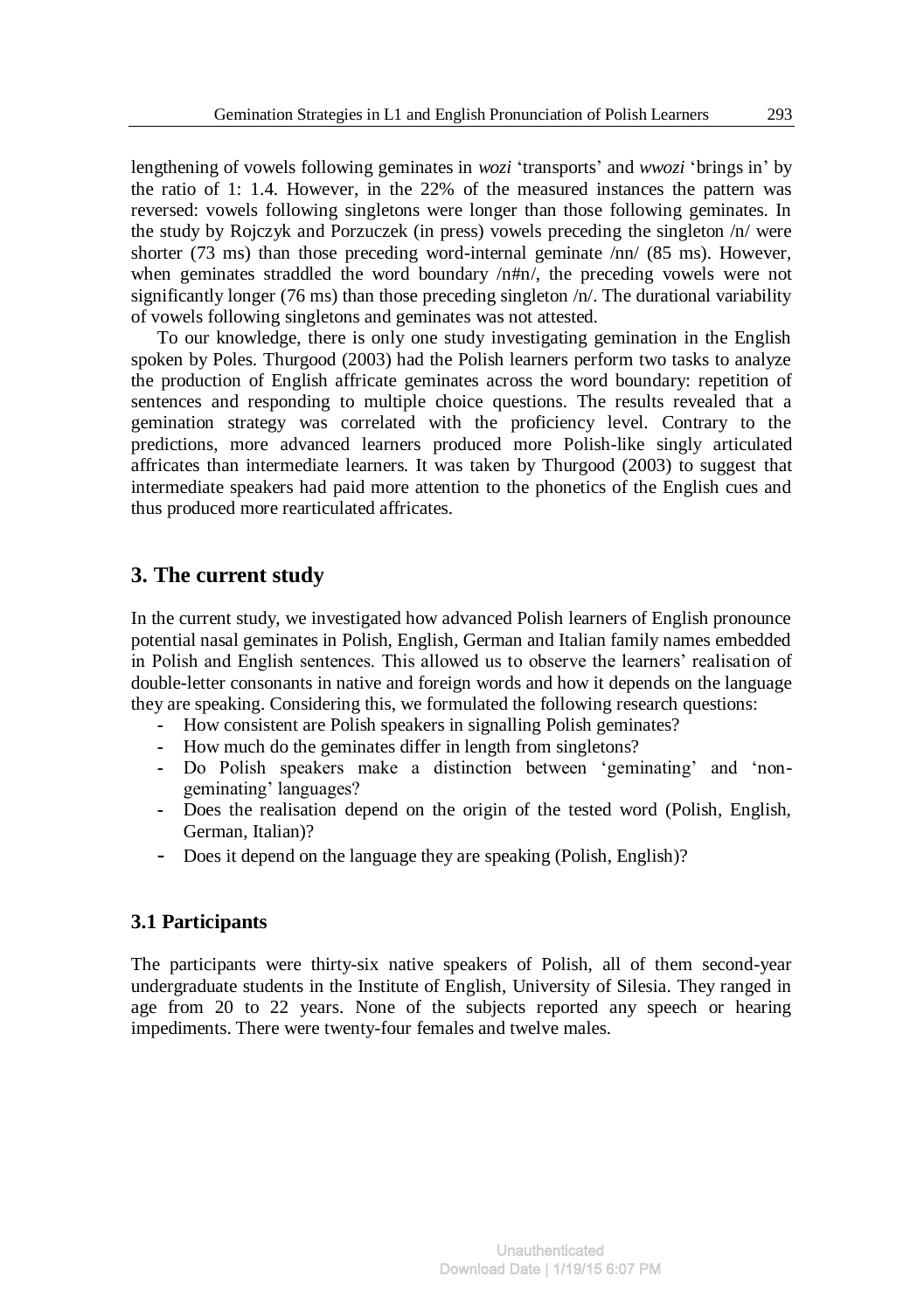lengthening of vowels following geminates in *wozi* ‘transports’ and *wwozi* ‘brings in’ by the ratio of 1: 1.4. However, in the 22% of the measured instances the pattern was reversed: vowels following singletons were longer than those following geminates. In the study by Rojczyk and Porzuczek (in press) vowels preceding the singleton /n/ were shorter (73 ms) than those preceding word-internal geminate /nn/ (85 ms). However, when geminates straddled the word boundary /n#n/, the preceding vowels were not significantly longer (76 ms) than those preceding singleton /n/. The durational variability of vowels following singletons and geminates was not attested.

To our knowledge, there is only one study investigating gemination in the English spoken by Poles. Thurgood (2003) had the Polish learners perform two tasks to analyze the production of English affricate geminates across the word boundary: repetition of sentences and responding to multiple choice questions. The results revealed that a gemination strategy was correlated with the proficiency level. Contrary to the predictions, more advanced learners produced more Polish-like singly articulated affricates than intermediate learners. It was taken by Thurgood (2003) to suggest that intermediate speakers had paid more attention to the phonetics of the English cues and thus produced more rearticulated affricates.

## 3. The current study

In the current study, we investigated how advanced Polish learners of English pronounce potential nasal geminates in Polish, English, German and Italian family names embedded in Polish and English sentences. This allowed us to observe the learners’ realisation of double-letter consonants in native and foreign words and how it depends on the language they are speaking. Considering this, we formulated the following research questions:

- How consistent are Polish speakers in signalling Polish geminates?
- How much do the geminates differ in length from singletons?
- Do Polish speakers make a distinction between ‘geminating’ and ‘non-geminating’ languages?
- Does the realisation depend on the origin of the tested word (Polish, English, German, Italian)?
- Does it depend on the language they are speaking (Polish, English)?

### 3.1 Participants

The participants were thirty-six native speakers of Polish, all of them second-year undergraduate students in the Institute of English, University of Silesia. They ranged in age from 20 to 22 years. None of the subjects reported any speech or hearing impediments. There were twenty-four females and twelve males.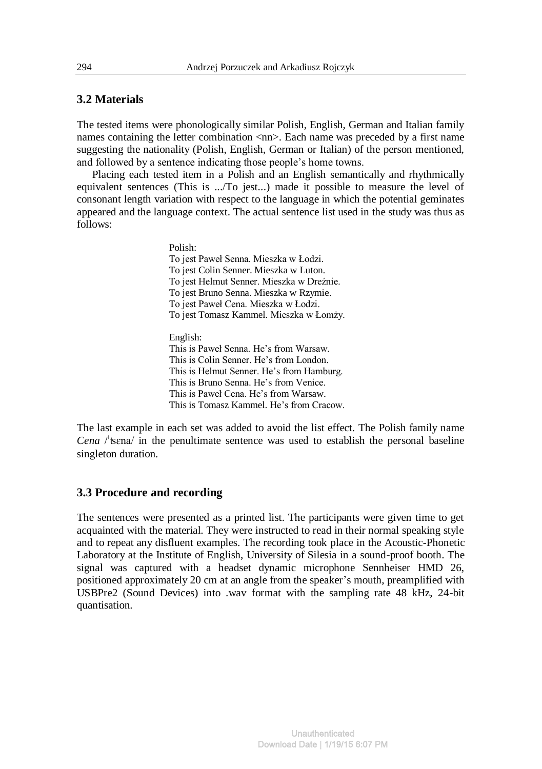### 3.2 Materials

The tested items were phonologically similar Polish, English, German and Italian family names containing the letter combination <nn>. Each name was preceded by a first name suggesting the nationality (Polish, English, German or Italian) of the person mentioned, and followed by a sentence indicating those people's home towns.

Placing each tested item in a Polish and an English semantically and rhythmically equivalent sentences (This is .../To jest...) made it possible to measure the level of consonant length variation with respect to the language in which the potential geminates appeared and the language context. The actual sentence list used in the study was thus as follows:

Polish:
To jest Paweł Senna. Mieszka w Łodzi.
To jest Colin Senner. Mieszka w Luton.
To jest Helmut Senner. Mieszka w Dreźnie.
To jest Bruno Senna. Mieszka w Rzymie.
To jest Paweł Cena. Mieszka w Łodzi.
To jest Tomasz Kammel. Mieszka w Łomży.

English:
This is Paweł Senna. He's from Warsaw.
This is Colin Senner. He's from London.
This is Helmut Senner. He's from Hamburg.
This is Bruno Senna. He's from Venice.
This is Paweł Cena. He's from Warsaw.
This is Tomasz Kammel. He's from Cracow.

The last example in each set was added to avoid the list effect. The Polish family name *Cena* /ˈtsɛna/ in the penultimate sentence was used to establish the personal baseline singleton duration.

### 3.3 Procedure and recording

The sentences were presented as a printed list. The participants were given time to get acquainted with the material. They were instructed to read in their normal speaking style and to repeat any disfluent examples. The recording took place in the Acoustic-Phonetic Laboratory at the Institute of English, University of Silesia in a sound-proof booth. The signal was captured with a headset dynamic microphone Sennheiser HMD 26, positioned approximately 20 cm at an angle from the speaker's mouth, preamplified with USBPre2 (Sound Devices) into .wav format with the sampling rate 48 kHz, 24-bit quantisation.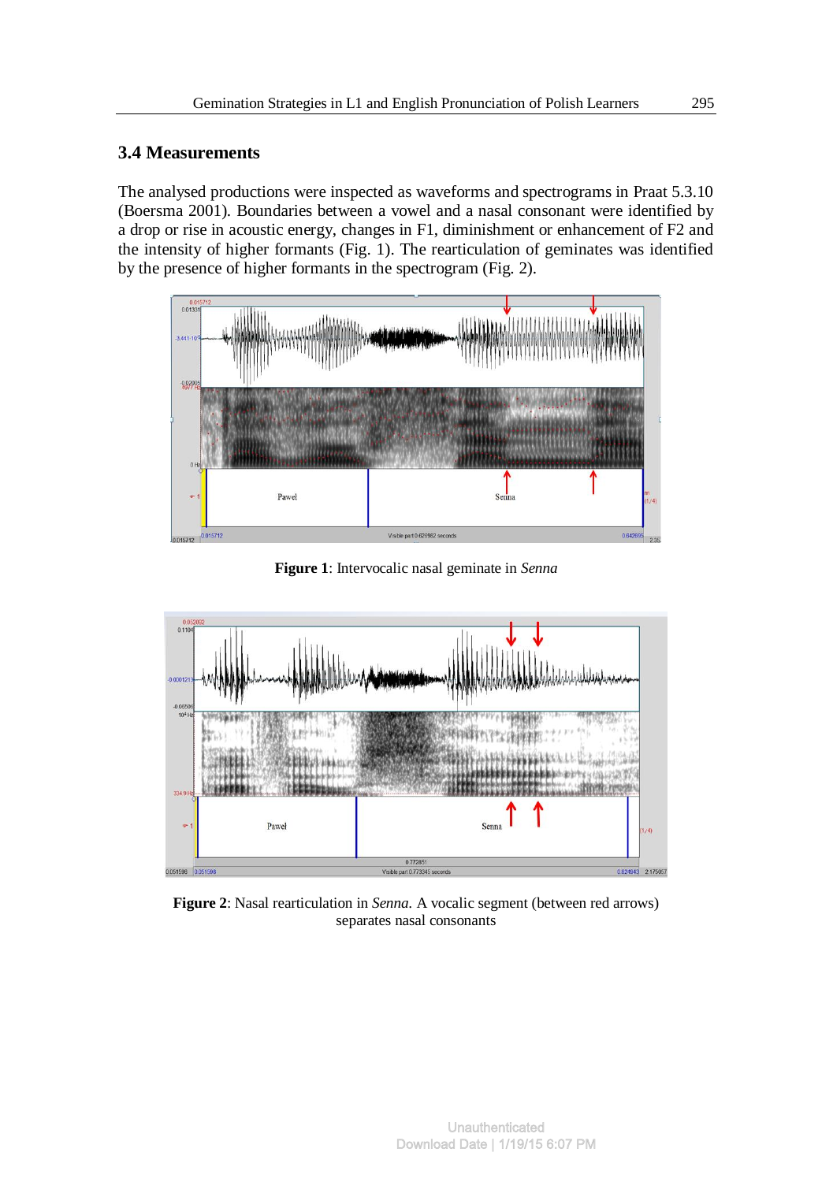### 3.4 Measurements

The analysed productions were inspected as waveforms and spectrograms in Praat 5.3.10 (Boersma 2001). Boundaries between a vowel and a nasal consonant were identified by a drop or rise in acoustic energy, changes in F1, diminishment or enhancement of F2 and the intensity of higher formants (Fig. 1). The rearticulation of geminates was identified by the presence of higher formants in the spectrogram (Fig. 2).

**Figure 1**: Intervocalic nasal geminate in *Senna*

**Figure 2**: Nasal rearticulation in *Senna*. A vocalic segment (between red arrows) separates nasal consonants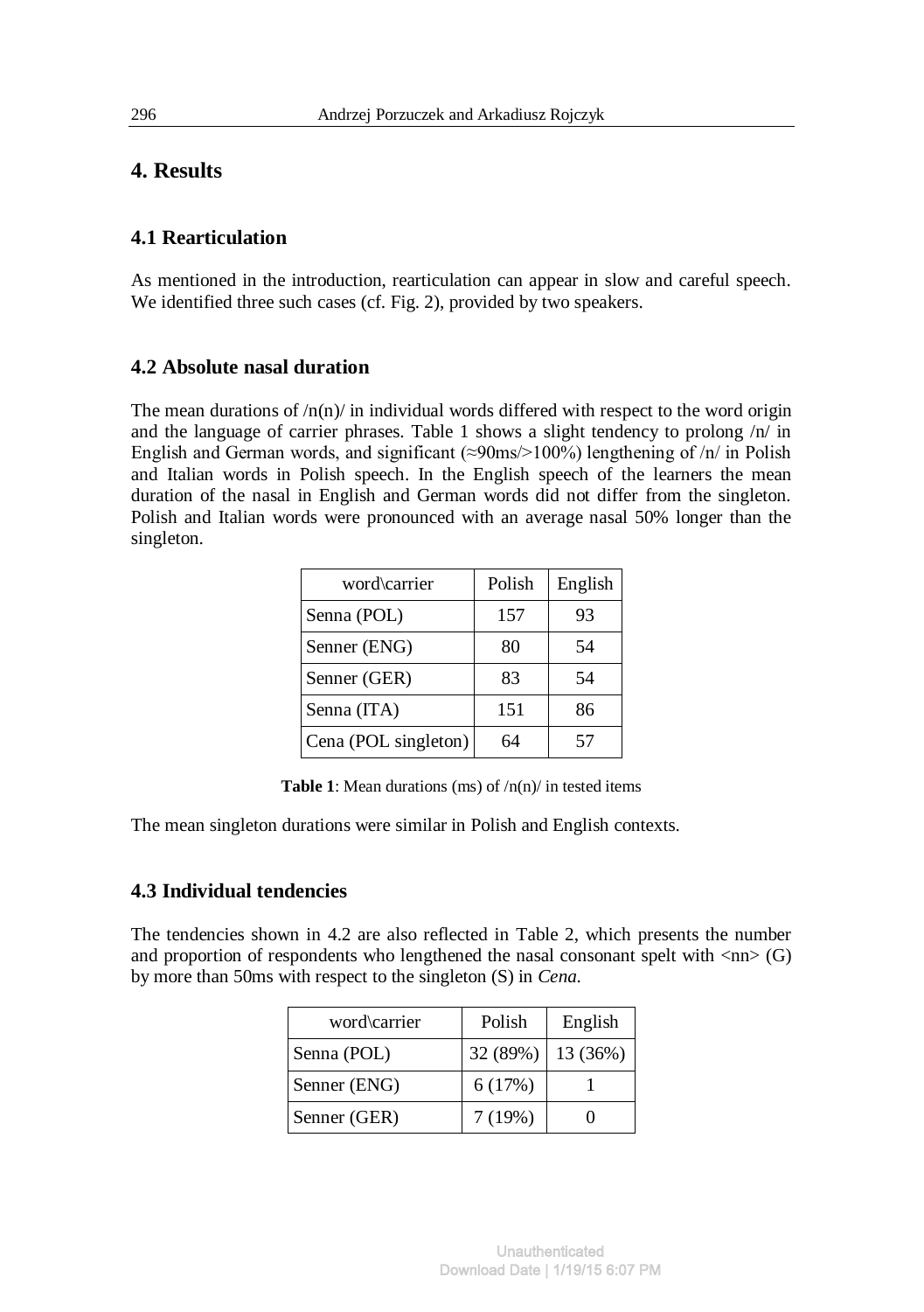## 4. Results

### 4.1 Rearticulation

As mentioned in the introduction, rearticulation can appear in slow and careful speech. We identified three such cases (cf. Fig. 2), provided by two speakers.

### 4.2 Absolute nasal duration

The mean durations of /n(n)/ in individual words differed with respect to the word origin and the language of carrier phrases. Table 1 shows a slight tendency to prolong /n/ in English and German words, and significant (≈90ms/>100%) lengthening of /n/ in Polish and Italian words in Polish speech. In the English speech of the learners the mean duration of the nasal in English and German words did not differ from the singleton. Polish and Italian words were pronounced with an average nasal 50% longer than the singleton.

| word\carrier | Polish | English |
|---|---|---|
| Senna (POL) | 157 | 93 |
| Senner (ENG) | 80 | 54 |
| Senner (GER) | 83 | 54 |
| Senna (ITA) | 151 | 86 |
| Cena (POL singleton) | 64 | 57 |

**Table 1**: Mean durations (ms) of /n(n)/ in tested items

The mean singleton durations were similar in Polish and English contexts.

### 4.3 Individual tendencies

The tendencies shown in 4.2 are also reflected in Table 2, which presents the number and proportion of respondents who lengthened the nasal consonant spelt with <nn> (G) by more than 50ms with respect to the singleton (S) in *Cena*.

| word\carrier | Polish | English |
|---|---|---|
| Senna (POL) | 32 (89%) | 13 (36%) |
| Senner (ENG) | 6 (17%) | 1 |
| Senner (GER) | 7 (19%) | 0 |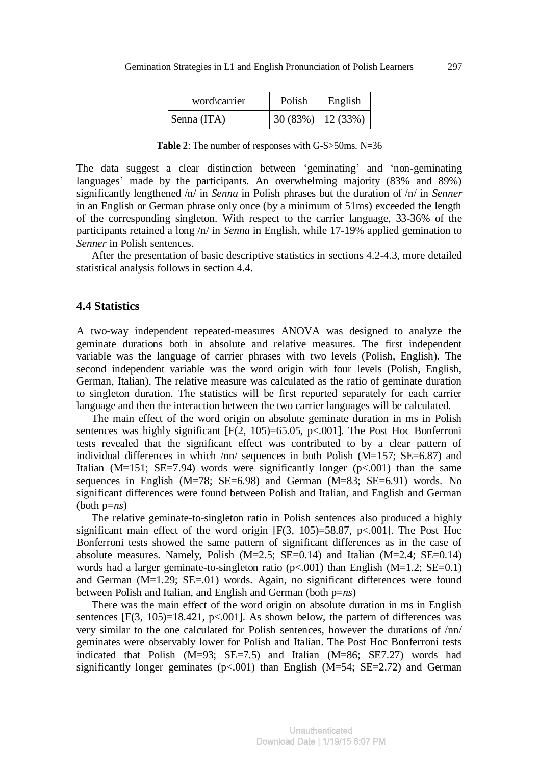| word\carrier | Polish | English |
|---|---|---|
| Senna (ITA) | 30 (83%) | 12 (33%) |

**Table 2**: The number of responses with G-S>50ms. N=36

The data suggest a clear distinction between 'geminating' and 'non-geminating languages' made by the participants. An overwhelming majority (83% and 89%) significantly lengthened /n/ in *Senna* in Polish phrases but the duration of /n/ in *Senner* in an English or German phrase only once (by a minimum of 51ms) exceeded the length of the corresponding singleton. With respect to the carrier language, 33-36% of the participants retained a long /n/ in *Senna* in English, while 17-19% applied gemination to *Senner* in Polish sentences.

After the presentation of basic descriptive statistics in sections 4.2-4.3, more detailed statistical analysis follows in section 4.4.

### 4.4 Statistics

A two-way independent repeated-measures ANOVA was designed to analyze the geminate durations both in absolute and relative measures. The first independent variable was the language of carrier phrases with two levels (Polish, English). The second independent variable was the word origin with four levels (Polish, English, German, Italian). The relative measure was calculated as the ratio of geminate duration to singleton duration. The statistics will be first reported separately for each carrier language and then the interaction between the two carrier languages will be calculated.

The main effect of the word origin on absolute geminate duration in ms in Polish sentences was highly significant [$F(2, 105)=65.05$, $p<.001$]. The Post Hoc Bonferroni tests revealed that the significant effect was contributed to by a clear pattern of individual differences in which /nn/ sequences in both Polish (M=157; SE=6.87) and Italian (M=151; SE=7.94) words were significantly longer ($p<.001$) than the same sequences in English (M=78; SE=6.98) and German (M=83; SE=6.91) words. No significant differences were found between Polish and Italian, and English and German (both p=*ns*)

The relative geminate-to-singleton ratio in Polish sentences also produced a highly significant main effect of the word origin [$F(3, 105)=58.87$, $p<.001$]. The Post Hoc Bonferroni tests showed the same pattern of significant differences as in the case of absolute measures. Namely, Polish (M=2.5; SE=0.14) and Italian (M=2.4; SE=0.14) words had a larger geminate-to-singleton ratio ($p<.001$) than English (M=1.2; SE=0.1) and German (M=1.29; SE=.01) words. Again, no significant differences were found between Polish and Italian, and English and German (both p=*ns*)

There was the main effect of the word origin on absolute duration in ms in English sentences [$F(3, 105)=18.421$, $p<.001$]. As shown below, the pattern of differences was very similar to the one calculated for Polish sentences, however the durations of /nn/ geminates were observably lower for Polish and Italian. The Post Hoc Bonferroni tests indicated that Polish (M=93; SE=7.5) and Italian (M=86; SE7.27) words had significantly longer geminates ($p<.001$) than English (M=54; SE=2.72) and German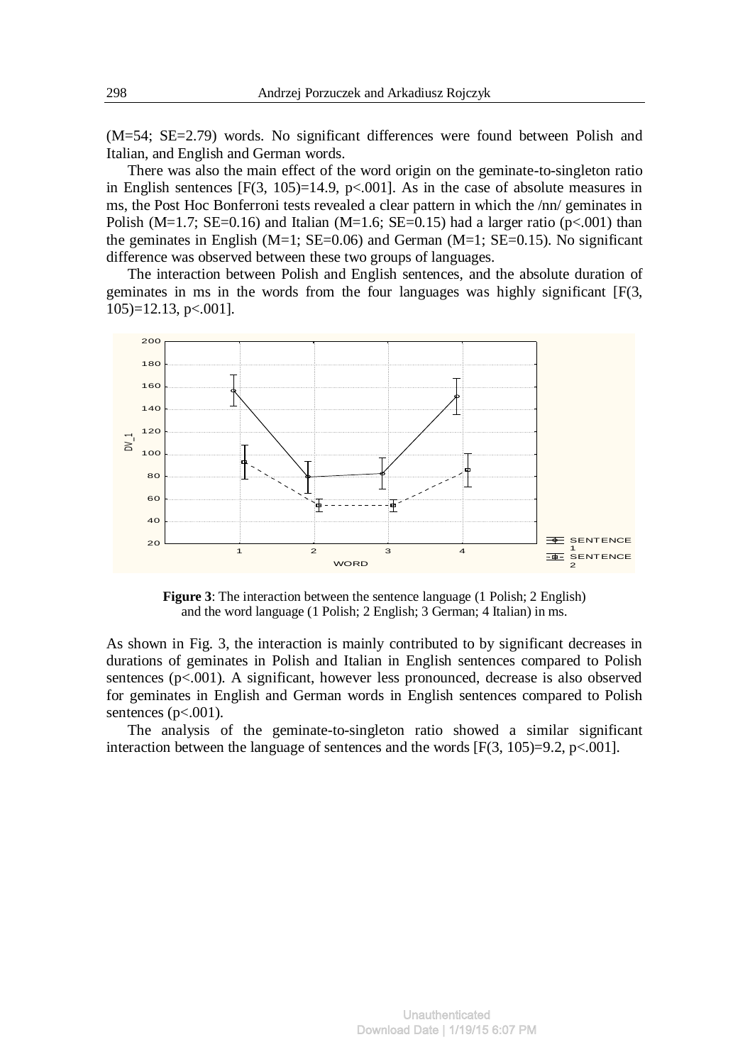(M=54; SE=2.79) words. No significant differences were found between Polish and Italian, and English and German words.

There was also the main effect of the word origin on the geminate-to-singleton ratio in English sentences [$F(3, 105)=14.9$, $p<.001$]. As in the case of absolute measures in ms, the Post Hoc Bonferroni tests revealed a clear pattern in which the /nn/ geminates in Polish (M=1.7; SE=0.16) and Italian (M=1.6; SE=0.15) had a larger ratio ($p<.001$) than the geminates in English (M=1; SE=0.06) and German (M=1; SE=0.15). No significant difference was observed between these two groups of languages.

The interaction between Polish and English sentences, and the absolute duration of geminates in ms in the words from the four languages was highly significant [$F(3, 105)=12.13$, $p<.001$].

**Figure 3**: The interaction between the sentence language (1 Polish; 2 English) and the word language (1 Polish; 2 English; 3 German; 4 Italian) in ms.

As shown in Fig. 3, the interaction is mainly contributed to by significant decreases in durations of geminates in Polish and Italian in English sentences compared to Polish sentences ($p<.001$). A significant, however less pronounced, decrease is also observed for geminates in English and German words in English sentences compared to Polish sentences ($p<.001$).

The analysis of the geminate-to-singleton ratio showed a similar significant interaction between the language of sentences and the words [$F(3, 105)=9.2$, $p<.001$].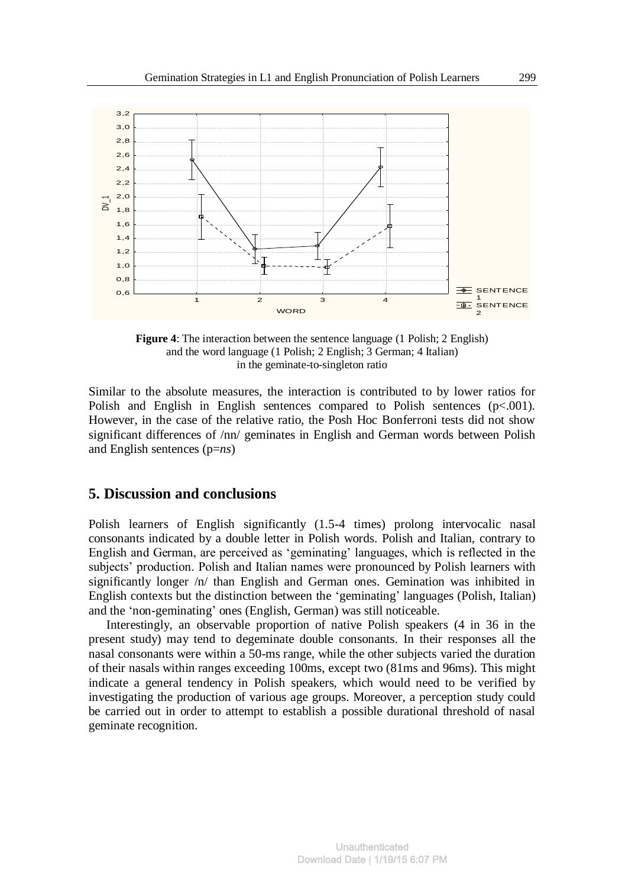**Figure 4**: The interaction between the sentence language (1 Polish; 2 English) and the word language (1 Polish; 2 English; 3 German; 4 Italian) in the geminate-to-singleton ratio

Similar to the absolute measures, the interaction is contributed to by lower ratios for Polish and English in English sentences compared to Polish sentences ($p<.001$). However, in the case of the relative ratio, the Posh Hoc Bonferroni tests did not show significant differences of /nn/ geminates in English and German words between Polish and English sentences ($p=ns$)

## 5. Discussion and conclusions

Polish learners of English significantly (1.5-4 times) prolong intervocalic nasal consonants indicated by a double letter in Polish words. Polish and Italian, contrary to English and German, are perceived as 'geminating' languages, which is reflected in the subjects' production. Polish and Italian names were pronounced by Polish learners with significantly longer /n/ than English and German ones. Gemination was inhibited in English contexts but the distinction between the 'geminating' languages (Polish, Italian) and the 'non-geminating' ones (English, German) was still noticeable.

Interestingly, an observable proportion of native Polish speakers (4 in 36 in the present study) may tend to degeminate double consonants. In their responses all the nasal consonants were within a 50-ms range, while the other subjects varied the duration of their nasals within ranges exceeding 100ms, except two (81ms and 96ms). This might indicate a general tendency in Polish speakers, which would need to be verified by investigating the production of various age groups. Moreover, a perception study could be carried out in order to attempt to establish a possible durational threshold of nasal geminate recognition.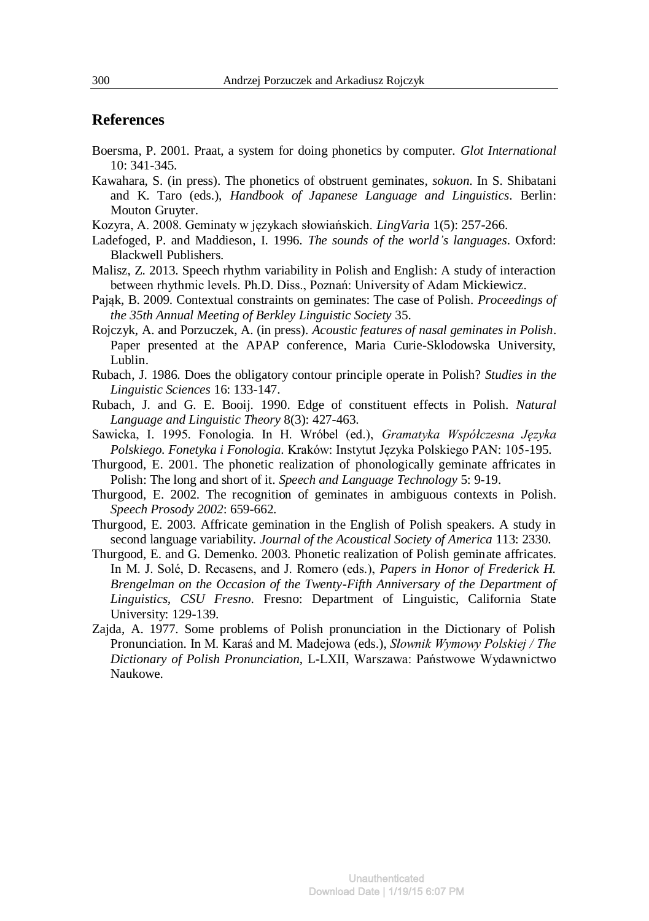## References

Boersma, P. 2001. Praat, a system for doing phonetics by computer. *Glot International* 10: 341-345.

Kawahara, S. (in press). The phonetics of obstruent geminates, *sokuon*. In S. Shibatani and K. Taro (eds.), *Handbook of Japanese Language and Linguistics*. Berlin: Mouton Gruyter.

Kozyra, A. 2008. Geminaty w językach słowiańskich. *LingVaria* 1(5): 257-266.

Ladefoged, P. and Maddieson, I. 1996. *The sounds of the world's languages*. Oxford: Blackwell Publishers.

Malisz, Z. 2013. Speech rhythm variability in Polish and English: A study of interaction between rhythmic levels. Ph.D. Diss., Poznań: University of Adam Mickiewicz.

Pająk, B. 2009. Contextual constraints on geminates: The case of Polish. *Proceedings of the 35th Annual Meeting of Berkley Linguistic Society* 35.

Rojczyk, A. and Porzuczek, A. (in press). *Acoustic features of nasal geminates in Polish*. Paper presented at the APAP conference, Maria Curie-Sklodowska University, Lublin.

Rubach, J. 1986. Does the obligatory contour principle operate in Polish? *Studies in the Linguistic Sciences* 16: 133-147.

Rubach, J. and G. E. Booij. 1990. Edge of constituent effects in Polish. *Natural Language and Linguistic Theory* 8(3): 427-463.

Sawicka, I. 1995. Fonologia. In H. Wróbel (ed.), *Gramatyka Współczesna Języka Polskiego. Fonetyka i Fonologia*. Kraków: Instytut Języka Polskiego PAN: 105-195.

Thurgood, E. 2001. The phonetic realization of phonologically geminate affricates in Polish: The long and short of it. *Speech and Language Technology* 5: 9-19.

Thurgood, E. 2002. The recognition of geminates in ambiguous contexts in Polish. *Speech Prosody 2002*: 659-662.

Thurgood, E. 2003. Affricate gemination in the English of Polish speakers. A study in second language variability. *Journal of the Acoustical Society of America* 113: 2330.

Thurgood, E. and G. Demenko. 2003. Phonetic realization of Polish geminate affricates. In M. J. Solé, D. Recasens, and J. Romero (eds.), *Papers in Honor of Frederick H. Brengelman on the Occasion of the Twenty-Fifth Anniversary of the Department of Linguistics, CSU Fresno*. Fresno: Department of Linguistic, California State University: 129-139.

Zajda, A. 1977. Some problems of Polish pronunciation in the Dictionary of Polish Pronunciation. In M. Karaś and M. Madejowa (eds.), *Słownik Wymowy Polskiej / The Dictionary of Polish Pronunciation*, L-LXII, Warszawa: Państwowe Wydawnictwo Naukowe.